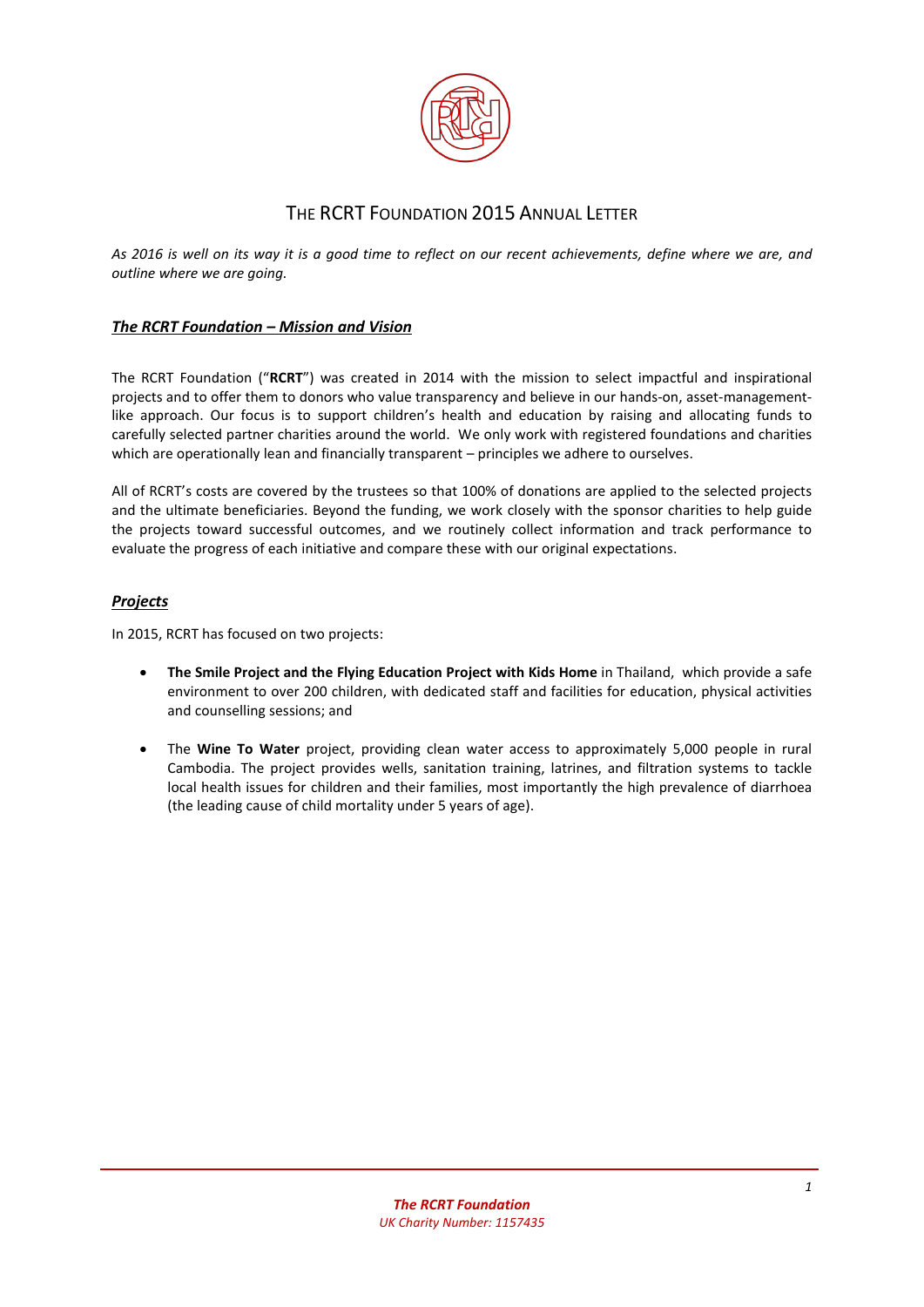# THE RCRT FOUNDATION 2015 ANNUAL LETTER

*As 2016 is well on its way it is a good time to reflect on our recent achievements, define where we are, and outline where we are going.*

## ***The RCRT Foundation – Mission and Vision***

The RCRT Foundation ("**RCRT**") was created in 2014 with the mission to select impactful and inspirational projects and to offer them to donors who value transparency and believe in our hands-on, asset-management-like approach. Our focus is to support children's health and education by raising and allocating funds to carefully selected partner charities around the world. We only work with registered foundations and charities which are operationally lean and financially transparent – principles we adhere to ourselves.

All of RCRT's costs are covered by the trustees so that 100% of donations are applied to the selected projects and the ultimate beneficiaries. Beyond the funding, we work closely with the sponsor charities to help guide the projects toward successful outcomes, and we routinely collect information and track performance to evaluate the progress of each initiative and compare these with our original expectations.

## ***Projects***

In 2015, RCRT has focused on two projects:

- **The Smile Project and the Flying Education Project with Kids Home** in Thailand, which provide a safe environment to over 200 children, with dedicated staff and facilities for education, physical activities and counselling sessions; and

- The **Wine To Water** project, providing clean water access to approximately 5,000 people in rural Cambodia. The project provides wells, sanitation training, latrines, and filtration systems to tackle local health issues for children and their families, most importantly the high prevalence of diarrhoea (the leading cause of child mortality under 5 years of age).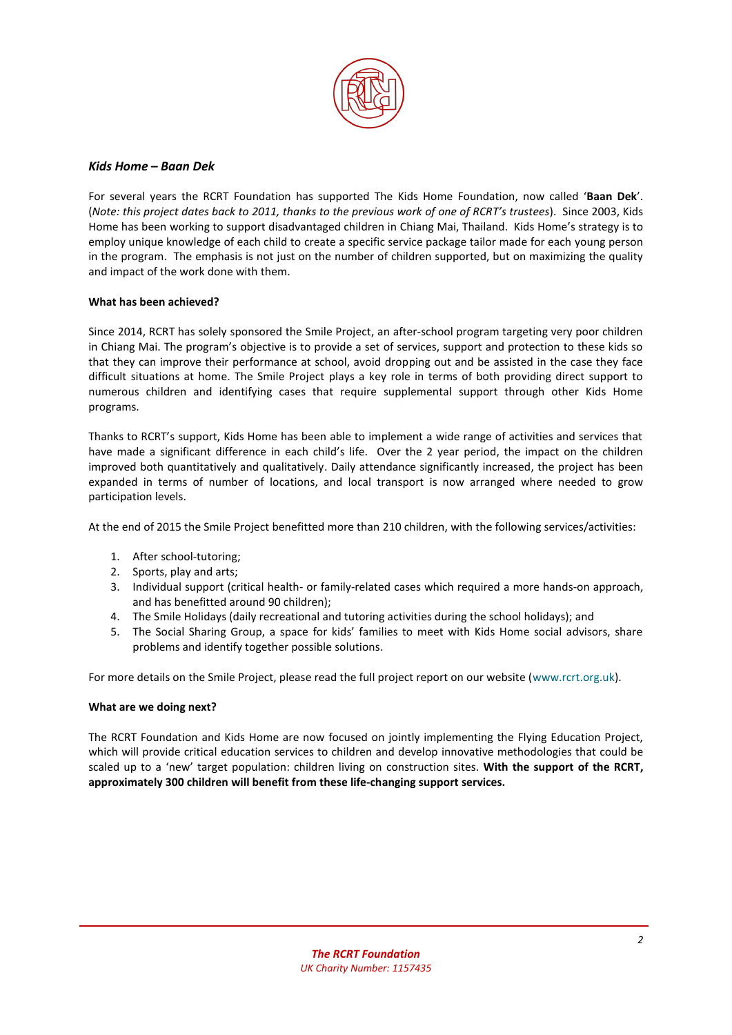## *Kids Home – Baan Dek*

For several years the RCRT Foundation has supported The Kids Home Foundation, now called '**Baan Dek**'. (*Note: this project dates back to 2011, thanks to the previous work of one of RCRT's trustees*). Since 2003, Kids Home has been working to support disadvantaged children in Chiang Mai, Thailand. Kids Home's strategy is to employ unique knowledge of each child to create a specific service package tailor made for each young person in the program. The emphasis is not just on the number of children supported, but on maximizing the quality and impact of the work done with them.

**What has been achieved?**

Since 2014, RCRT has solely sponsored the Smile Project, an after-school program targeting very poor children in Chiang Mai. The program's objective is to provide a set of services, support and protection to these kids so that they can improve their performance at school, avoid dropping out and be assisted in the case they face difficult situations at home. The Smile Project plays a key role in terms of both providing direct support to numerous children and identifying cases that require supplemental support through other Kids Home programs.

Thanks to RCRT's support, Kids Home has been able to implement a wide range of activities and services that have made a significant difference in each child's life. Over the 2 year period, the impact on the children improved both quantitatively and qualitatively. Daily attendance significantly increased, the project has been expanded in terms of number of locations, and local transport is now arranged where needed to grow participation levels.

At the end of 2015 the Smile Project benefitted more than 210 children, with the following services/activities:

1. After school-tutoring;
2. Sports, play and arts;
3. Individual support (critical health- or family-related cases which required a more hands-on approach, and has benefitted around 90 children);
4. The Smile Holidays (daily recreational and tutoring activities during the school holidays); and
5. The Social Sharing Group, a space for kids' families to meet with Kids Home social advisors, share problems and identify together possible solutions.

For more details on the Smile Project, please read the full project report on our website (www.rcrt.org.uk).

**What are we doing next?**

The RCRT Foundation and Kids Home are now focused on jointly implementing the Flying Education Project, which will provide critical education services to children and develop innovative methodologies that could be scaled up to a 'new' target population: children living on construction sites. **With the support of the RCRT, approximately 300 children will benefit from these life-changing support services.**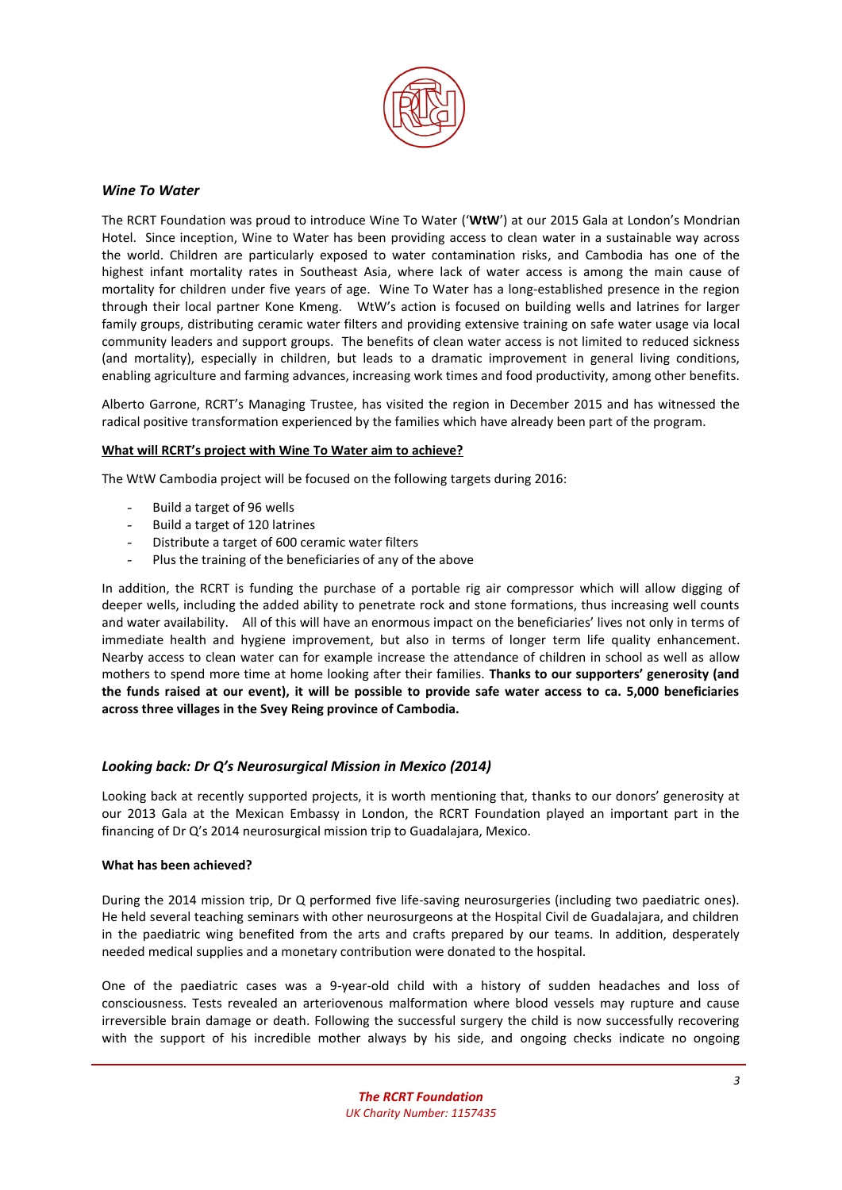### *Wine To Water*

The RCRT Foundation was proud to introduce Wine To Water ('**WtW**') at our 2015 Gala at London's Mondrian Hotel. Since inception, Wine to Water has been providing access to clean water in a sustainable way across the world. Children are particularly exposed to water contamination risks, and Cambodia has one of the highest infant mortality rates in Southeast Asia, where lack of water access is among the main cause of mortality for children under five years of age. Wine To Water has a long-established presence in the region through their local partner Kone Kmeng. WtW's action is focused on building wells and latrines for larger family groups, distributing ceramic water filters and providing extensive training on safe water usage via local community leaders and support groups. The benefits of clean water access is not limited to reduced sickness (and mortality), especially in children, but leads to a dramatic improvement in general living conditions, enabling agriculture and farming advances, increasing work times and food productivity, among other benefits.

Alberto Garrone, RCRT's Managing Trustee, has visited the region in December 2015 and has witnessed the radical positive transformation experienced by the families which have already been part of the program.

**<u>What will RCRT's project with Wine To Water aim to achieve?</u>**

The WtW Cambodia project will be focused on the following targets during 2016:

- Build a target of 96 wells
- Build a target of 120 latrines
- Distribute a target of 600 ceramic water filters
- Plus the training of the beneficiaries of any of the above

In addition, the RCRT is funding the purchase of a portable rig air compressor which will allow digging of deeper wells, including the added ability to penetrate rock and stone formations, thus increasing well counts and water availability. All of this will have an enormous impact on the beneficiaries' lives not only in terms of immediate health and hygiene improvement, but also in terms of longer term life quality enhancement. Nearby access to clean water can for example increase the attendance of children in school as well as allow mothers to spend more time at home looking after their families. **Thanks to our supporters' generosity (and the funds raised at our event), it will be possible to provide safe water access to ca. 5,000 beneficiaries across three villages in the Svey Reing province of Cambodia.**

### *Looking back: Dr Q's Neurosurgical Mission in Mexico (2014)*

Looking back at recently supported projects, it is worth mentioning that, thanks to our donors' generosity at our 2013 Gala at the Mexican Embassy in London, the RCRT Foundation played an important part in the financing of Dr Q's 2014 neurosurgical mission trip to Guadalajara, Mexico.

**What has been achieved?**

During the 2014 mission trip, Dr Q performed five life-saving neurosurgeries (including two paediatric ones). He held several teaching seminars with other neurosurgeons at the Hospital Civil de Guadalajara, and children in the paediatric wing benefited from the arts and crafts prepared by our teams. In addition, desperately needed medical supplies and a monetary contribution were donated to the hospital.

One of the paediatric cases was a 9-year-old child with a history of sudden headaches and loss of consciousness. Tests revealed an arteriovenous malformation where blood vessels may rupture and cause irreversible brain damage or death. Following the successful surgery the child is now successfully recovering with the support of his incredible mother always by his side, and ongoing checks indicate no ongoing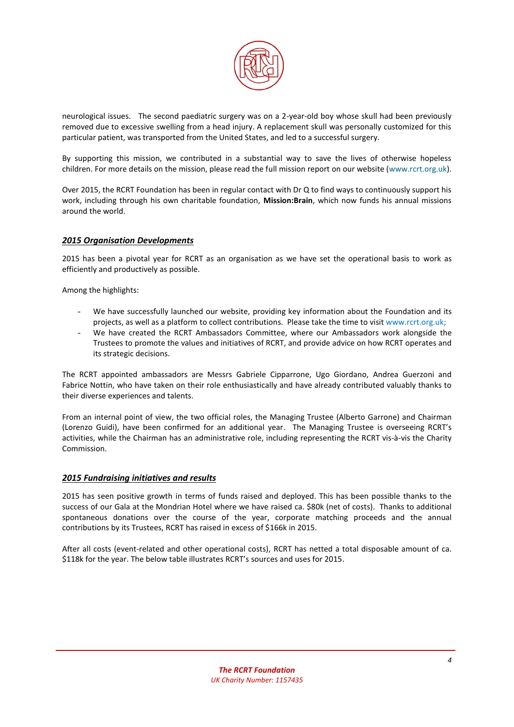neurological issues. The second paediatric surgery was on a 2-year-old boy whose skull had been previously removed due to excessive swelling from a head injury. A replacement skull was personally customized for this particular patient, was transported from the United States, and led to a successful surgery.

By supporting this mission, we contributed in a substantial way to save the lives of otherwise hopeless children. For more details on the mission, please read the full mission report on our website (www.rcrt.org.uk).

Over 2015, the RCRT Foundation has been in regular contact with Dr Q to find ways to continuously support his work, including through his own charitable foundation, **Mission:Brain**, which now funds his annual missions around the world.

## ***2015 Organisation Developments***

2015 has been a pivotal year for RCRT as an organisation as we have set the operational basis to work as efficiently and productively as possible.

Among the highlights:

- We have successfully launched our website, providing key information about the Foundation and its projects, as well as a platform to collect contributions. Please take the time to visit www.rcrt.org.uk;
- We have created the RCRT Ambassadors Committee, where our Ambassadors work alongside the Trustees to promote the values and initiatives of RCRT, and provide advice on how RCRT operates and its strategic decisions.

The RCRT appointed ambassadors are Messrs Gabriele Cipparrone, Ugo Giordano, Andrea Guerzoni and Fabrice Nottin, who have taken on their role enthusiastically and have already contributed valuably thanks to their diverse experiences and talents.

From an internal point of view, the two official roles, the Managing Trustee (Alberto Garrone) and Chairman (Lorenzo Guidi), have been confirmed for an additional year. The Managing Trustee is overseeing RCRT's activities, while the Chairman has an administrative role, including representing the RCRT vis-à-vis the Charity Commission.

## ***2015 Fundraising initiatives and results***

2015 has seen positive growth in terms of funds raised and deployed. This has been possible thanks to the success of our Gala at the Mondrian Hotel where we have raised ca. $80k (net of costs). Thanks to additional spontaneous donations over the course of the year, corporate matching proceeds and the annual contributions by its Trustees, RCRT has raised in excess of $166k in 2015.

After all costs (event-related and other operational costs), RCRT has netted a total disposable amount of ca. $118k for the year. The below table illustrates RCRT's sources and uses for 2015.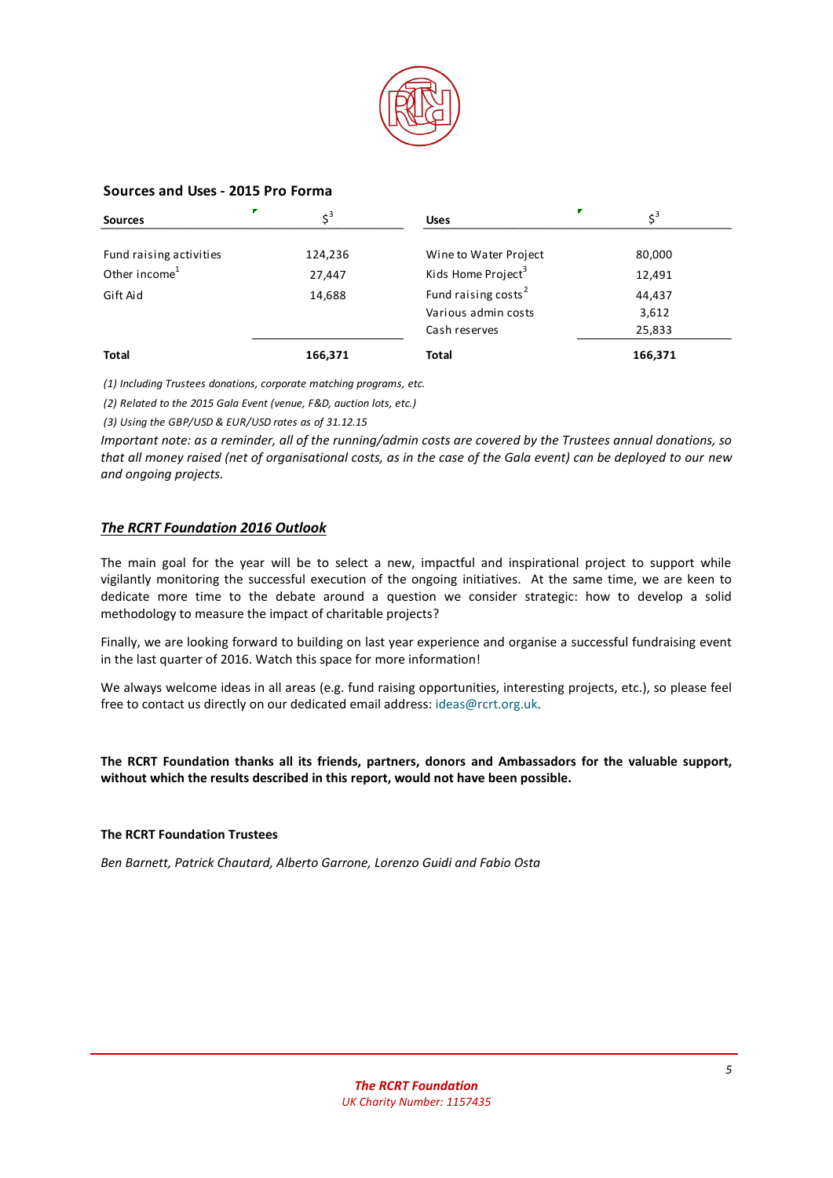### Sources and Uses - 2015 Pro Forma

| Sources | $[3] | Uses | $[3] |
|---|---|---|---|
| Fund raising activities | 124,236 | Wine to Water Project | 80,000 |
| Other income[1] | 27,447 | Kids Home Project[3] | 12,491 |
| Gift Aid | 14,688 | Fund raising costs[2] | 44,437 |
| | | Various admin costs | 3,612 |
| | | Cash reserves | 25,833 |
| **Total** | **166,371** | **Total** | **166,371** |

*(1) Including Trustees donations, corporate matching programs, etc.*

*(2) Related to the 2015 Gala Event (venue, F&D, auction lots, etc.)*

*(3) Using the GBP/USD & EUR/USD rates as of 31.12.15*

*Important note: as a reminder, all of the running/admin costs are covered by the Trustees annual donations, so that all money raised (net of organisational costs, as in the case of the Gala event) can be deployed to our new and ongoing projects.*

## ***The RCRT Foundation 2016 Outlook***

The main goal for the year will be to select a new, impactful and inspirational project to support while vigilantly monitoring the successful execution of the ongoing initiatives. At the same time, we are keen to dedicate more time to the debate around a question we consider strategic: how to develop a solid methodology to measure the impact of charitable projects?

Finally, we are looking forward to building on last year experience and organise a successful fundraising event in the last quarter of 2016. Watch this space for more information!

We always welcome ideas in all areas (e.g. fund raising opportunities, interesting projects, etc.), so please feel free to contact us directly on our dedicated email address: ideas@rcrt.org.uk.

**The RCRT Foundation thanks all its friends, partners, donors and Ambassadors for the valuable support, without which the results described in this report, would not have been possible.**

**The RCRT Foundation Trustees**

*Ben Barnett, Patrick Chautard, Alberto Garrone, Lorenzo Guidi and Fabio Osta*